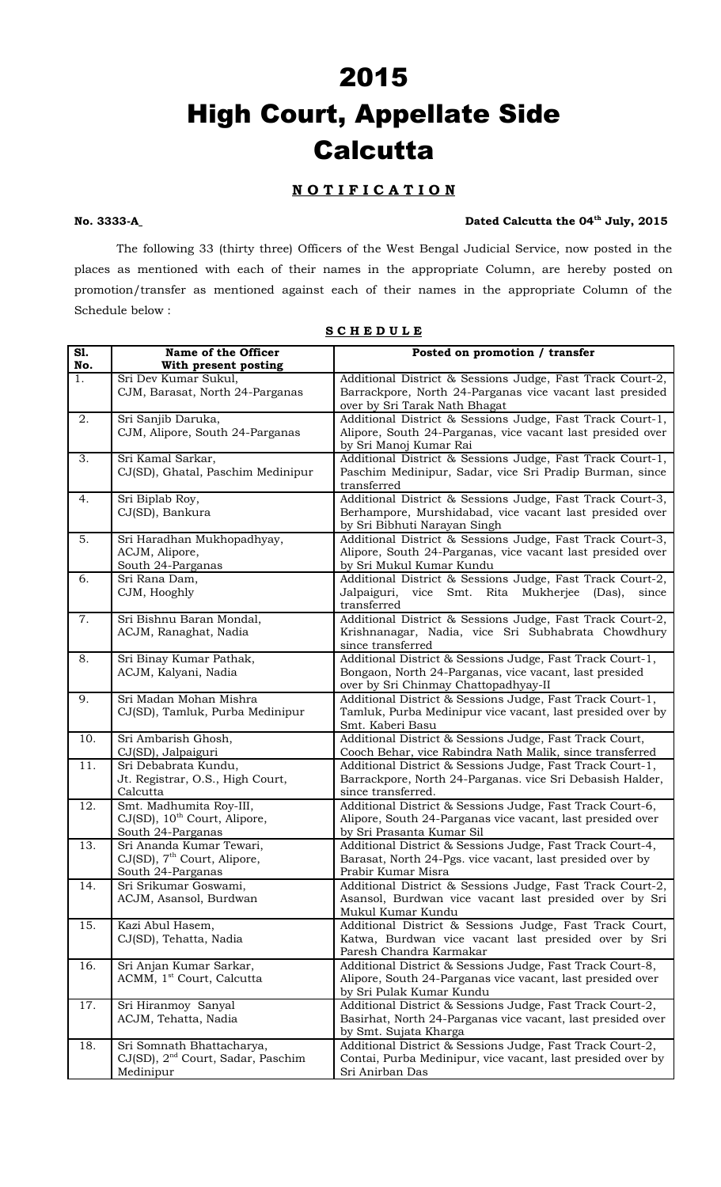# 2015

# High Court, Appellate Side

# Calcutta

## **NOTIFICATION**

**No. 3333-A** **Dated Calcutta the 04th July, 2015**

The following 33 (thirty three) Officers of the West Bengal Judicial Service, now posted in the places as mentioned with each of their names in the appropriate Column, are hereby posted on promotion/transfer as mentioned against each of their names in the appropriate Column of the Schedule below :

**SCHEDULE**

| Sl. No. | Name of the Officer With present posting | Posted on promotion / transfer |
|---|---|---|
| 1. | Sri Dev Kumar Sukul, CJM, Barasat, North 24-Parganas | Additional District & Sessions Judge, Fast Track Court-2, Barrackpore, North 24-Parganas vice vacant last presided over by Sri Tarak Nath Bhagat |
| 2. | Sri Sanjib Daruka, CJM, Alipore, South 24-Parganas | Additional District & Sessions Judge, Fast Track Court-1, Alipore, South 24-Parganas, vice vacant last presided over by Sri Manoj Kumar Rai |
| 3. | Sri Kamal Sarkar, CJ(SD), Ghatal, Paschim Medinipur | Additional District & Sessions Judge, Fast Track Court-1, Paschim Medinipur, Sadar, vice Sri Pradip Burman, since transferred |
| 4. | Sri Biplab Roy, CJ(SD), Bankura | Additional District & Sessions Judge, Fast Track Court-3, Berhampore, Murshidabad, vice vacant last presided over by Sri Bibhuti Narayan Singh |
| 5. | Sri Haradhan Mukhopadhyay, ACJM, Alipore, South 24-Parganas | Additional District & Sessions Judge, Fast Track Court-3, Alipore, South 24-Parganas, vice vacant last presided over by Sri Mukul Kumar Kundu |
| 6. | Sri Rana Dam, CJM, Hooghly | Additional District & Sessions Judge, Fast Track Court-2, Jalpaiguri, vice Smt. Rita Mukherjee (Das), since transferred |
| 7. | Sri Bishnu Baran Mondal, ACJM, Ranaghat, Nadia | Additional District & Sessions Judge, Fast Track Court-2, Krishnanagar, Nadia, vice Sri Subhabrata Chowdhury since transferred |
| 8. | Sri Binay Kumar Pathak, ACJM, Kalyani, Nadia | Additional District & Sessions Judge, Fast Track Court-1, Bongaon, North 24-Parganas, vice vacant, last presided over by Sri Chinmay Chattopadhyay-II |
| 9. | Sri Madan Mohan Mishra CJ(SD), Tamluk, Purba Medinipur | Additional District & Sessions Judge, Fast Track Court-1, Tamluk, Purba Medinipur vice vacant, last presided over by Smt. Kaberi Basu |
| 10. | Sri Ambarish Ghosh, CJ(SD), Jalpaiguri | Additional District & Sessions Judge, Fast Track Court, Cooch Behar, vice Rabindra Nath Malik, since transferred |
| 11. | Sri Debabrata Kundu, Jt. Registrar, O.S., High Court, Calcutta | Additional District & Sessions Judge, Fast Track Court-1, Barrackpore, North 24-Parganas. vice Sri Debasish Halder, since transferred. |
| 12. | Smt. Madhumita Roy-III, CJ(SD), 10th Court, Alipore, South 24-Parganas | Additional District & Sessions Judge, Fast Track Court-6, Alipore, South 24-Parganas vice vacant, last presided over by Sri Prasanta Kumar Sil |
| 13. | Sri Ananda Kumar Tewari, CJ(SD), 7th Court, Alipore, South 24-Parganas | Additional District & Sessions Judge, Fast Track Court-4, Barasat, North 24-Pgs. vice vacant, last presided over by Prabir Kumar Misra |
| 14. | Sri Srikumar Goswami, ACJM, Asansol, Burdwan | Additional District & Sessions Judge, Fast Track Court-2, Asansol, Burdwan vice vacant last presided over by Sri Mukul Kumar Kundu |
| 15. | Kazi Abul Hasem, CJ(SD), Tehatta, Nadia | Additional District & Sessions Judge, Fast Track Court, Katwa, Burdwan vice vacant last presided over by Sri Paresh Chandra Karmakar |
| 16. | Sri Anjan Kumar Sarkar, ACMM, 1st Court, Calcutta | Additional District & Sessions Judge, Fast Track Court-8, Alipore, South 24-Parganas vice vacant, last presided over by Sri Pulak Kumar Kundu |
| 17. | Sri Hiranmoy Sanyal ACJM, Tehatta, Nadia | Additional District & Sessions Judge, Fast Track Court-2, Basirhat, North 24-Parganas vice vacant, last presided over by Smt. Sujata Kharga |
| 18. | Sri Somnath Bhattacharya, CJ(SD), 2nd Court, Sadar, Paschim Medinipur | Additional District & Sessions Judge, Fast Track Court-2, Contai, Purba Medinipur, vice vacant, last presided over by Sri Anirban Das |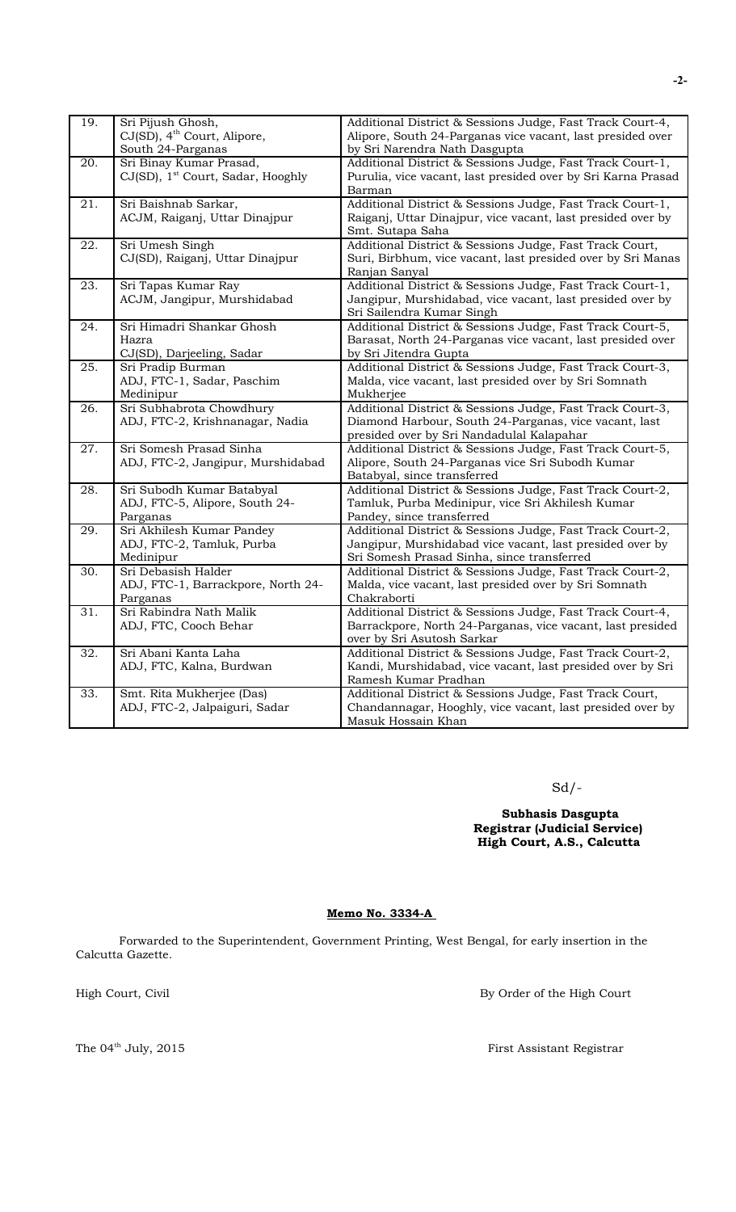| 19. | Sri Pijush Ghosh, CJ(SD), 4th Court, Alipore, South 24-Parganas | Additional District & Sessions Judge, Fast Track Court-4, Alipore, South 24-Parganas vice vacant, last presided over by Sri Narendra Nath Dasgupta |
|---|---|---|
| 20. | Sri Binay Kumar Prasad, CJ(SD), 1st Court, Sadar, Hooghly | Additional District & Sessions Judge, Fast Track Court-1, Purulia, vice vacant, last presided over by Sri Karna Prasad Barman |
| 21. | Sri Baishnab Sarkar, ACJM, Raiganj, Uttar Dinajpur | Additional District & Sessions Judge, Fast Track Court-1, Raiganj, Uttar Dinajpur, vice vacant, last presided over by Smt. Sutapa Saha |
| 22. | Sri Umesh Singh CJ(SD), Raiganj, Uttar Dinajpur | Additional District & Sessions Judge, Fast Track Court, Suri, Birbhum, vice vacant, last presided over by Sri Manas Ranjan Sanyal |
| 23. | Sri Tapas Kumar Ray ACJM, Jangipur, Murshidabad | Additional District & Sessions Judge, Fast Track Court-1, Jangipur, Murshidabad, vice vacant, last presided over by Sri Sailendra Kumar Singh |
| 24. | Sri Himadri Shankar Ghosh Hazra CJ(SD), Darjeeling, Sadar | Additional District & Sessions Judge, Fast Track Court-5, Barasat, North 24-Parganas vice vacant, last presided over by Sri Jitendra Gupta |
| 25. | Sri Pradip Burman ADJ, FTC-1, Sadar, Paschim Medinipur | Additional District & Sessions Judge, Fast Track Court-3, Malda, vice vacant, last presided over by Sri Somnath Mukherjee |
| 26. | Sri Subhabrota Chowdhury ADJ, FTC-2, Krishnanagar, Nadia | Additional District & Sessions Judge, Fast Track Court-3, Diamond Harbour, South 24-Parganas, vice vacant, last presided over by Sri Nandadulal Kalapahar |
| 27. | Sri Somesh Prasad Sinha ADJ, FTC-2, Jangipur, Murshidabad | Additional District & Sessions Judge, Fast Track Court-5, Alipore, South 24-Parganas vice Sri Subodh Kumar Batabyal, since transferred |
| 28. | Sri Subodh Kumar Batabyal ADJ, FTC-5, Alipore, South 24-Parganas | Additional District & Sessions Judge, Fast Track Court-2, Tamluk, Purba Medinipur, vice Sri Akhilesh Kumar Pandey, since transferred |
| 29. | Sri Akhilesh Kumar Pandey ADJ, FTC-2, Tamluk, Purba Medinipur | Additional District & Sessions Judge, Fast Track Court-2, Jangipur, Murshidabad vice vacant, last presided over by Sri Somesh Prasad Sinha, since transferred |
| 30. | Sri Debasish Halder ADJ, FTC-1, Barrackpore, North 24-Parganas | Additional District & Sessions Judge, Fast Track Court-2, Malda, vice vacant, last presided over by Sri Somnath Chakraborti |
| 31. | Sri Rabindra Nath Malik ADJ, FTC, Cooch Behar | Additional District & Sessions Judge, Fast Track Court-4, Barrackpore, North 24-Parganas, vice vacant, last presided over by Sri Asutosh Sarkar |
| 32. | Sri Abani Kanta Laha ADJ, FTC, Kalna, Burdwan | Additional District & Sessions Judge, Fast Track Court-2, Kandi, Murshidabad, vice vacant, last presided over by Sri Ramesh Kumar Pradhan |
| 33. | Smt. Rita Mukherjee (Das) ADJ, FTC-2, Jalpaiguri, Sadar | Additional District & Sessions Judge, Fast Track Court, Chandannagar, Hooghly, vice vacant, last presided over by Masuk Hossain Khan |

Sd/-

**Subhasis Dasgupta**
**Registrar (Judicial Service)**
**High Court, A.S., Calcutta**

**Memo No. 3334-A**

Forwarded to the Superintendent, Government Printing, West Bengal, for early insertion in the Calcutta Gazette.

High Court, Civil — By Order of the High Court

The 04th July, 2015 — First Assistant Registrar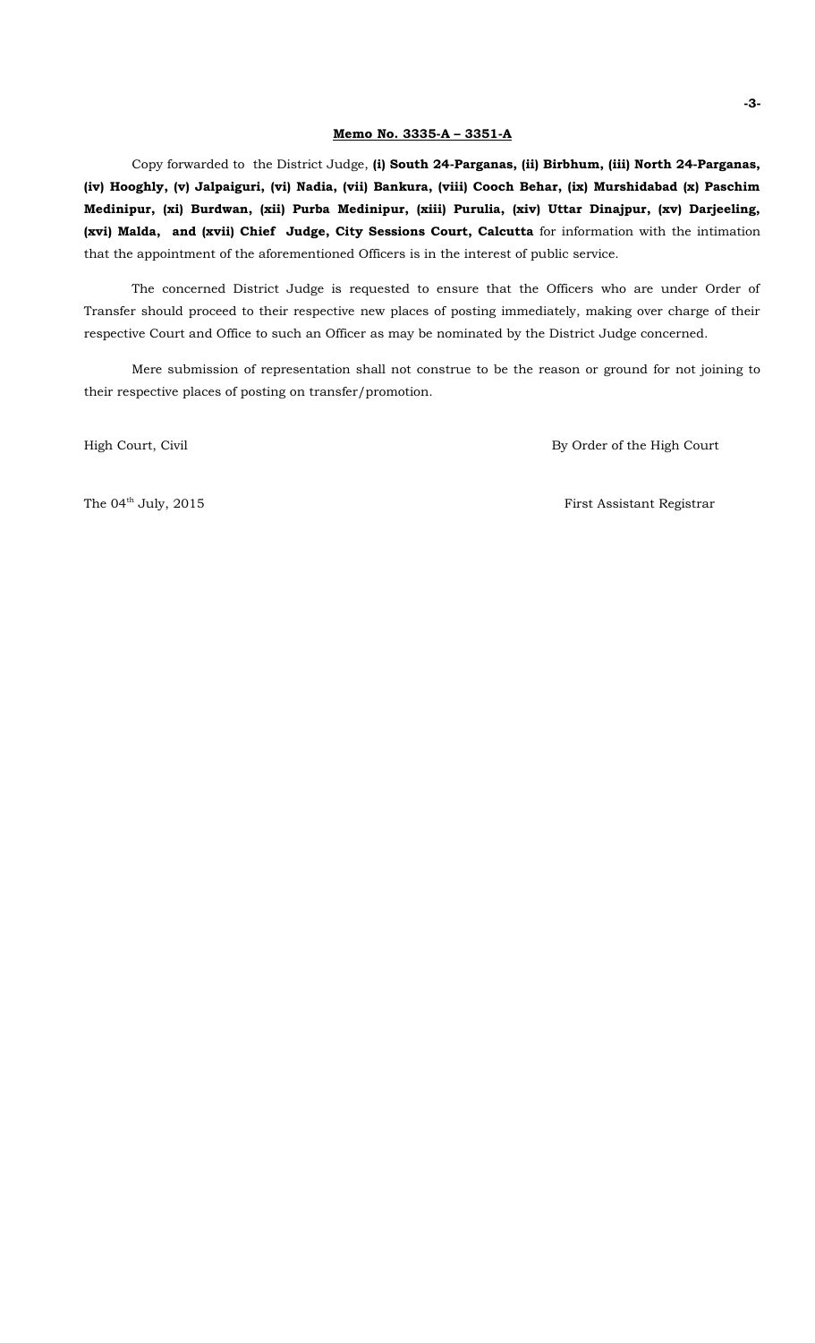**Memo No. 3335-A – 3351-A**

Copy forwarded to the District Judge, **(i) South 24-Parganas, (ii) Birbhum, (iii) North 24-Parganas, (iv) Hooghly, (v) Jalpaiguri, (vi) Nadia, (vii) Bankura, (viii) Cooch Behar, (ix) Murshidabad (x) Paschim Medinipur, (xi) Burdwan, (xii) Purba Medinipur, (xiii) Purulia, (xiv) Uttar Dinajpur, (xv) Darjeeling, (xvi) Malda, and (xvii) Chief Judge, City Sessions Court, Calcutta** for information with the intimation that the appointment of the aforementioned Officers is in the interest of public service.

The concerned District Judge is requested to ensure that the Officers who are under Order of Transfer should proceed to their respective new places of posting immediately, making over charge of their respective Court and Office to such an Officer as may be nominated by the District Judge concerned.

Mere submission of representation shall not construe to be the reason or ground for not joining to their respective places of posting on transfer/promotion.

High Court, Civil

By Order of the High Court

The 04th July, 2015

First Assistant Registrar